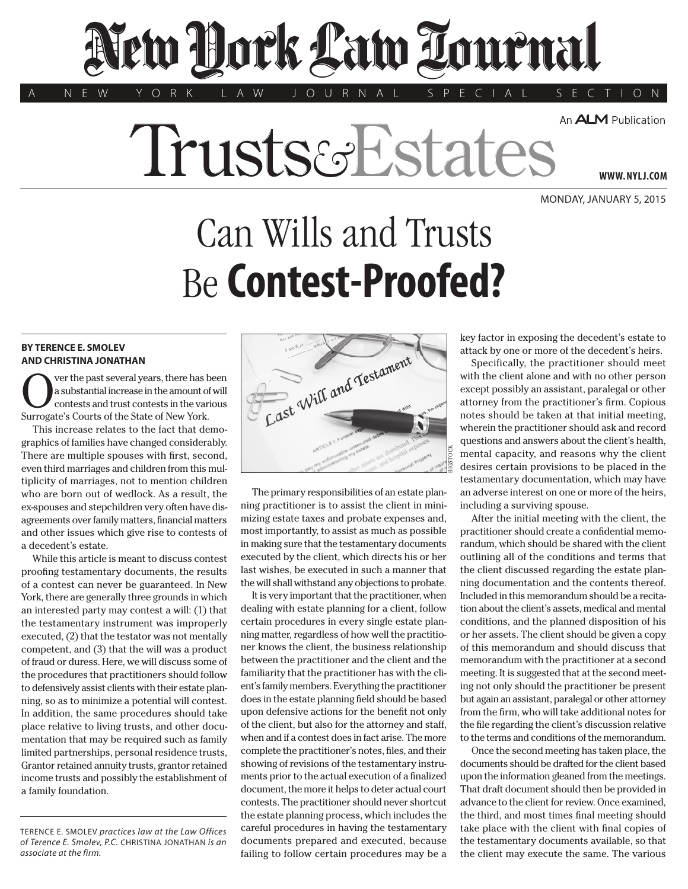# New York Law Journal

A NEW YORK LAW JOURNAL SPECIAL SECTION

# Trusts & Estates

An ALM Publication

WWW.NYLJ.COM

MONDAY, JANUARY 5, 2015

# Can Wills and Trusts Be **Contest-Proofed?**

**BY TERENCE E. SMOLEV AND CHRISTINA JONATHAN**

Over the past several years, there has been a substantial increase in the amount of will contests and trust contests in the various Surrogate's Courts of the State of New York.

This increase relates to the fact that demographics of families have changed considerably. There are multiple spouses with first, second, even third marriages and children from this multiplicity of marriages, not to mention children who are born out of wedlock. As a result, the ex-spouses and stepchildren very often have disagreements over family matters, financial matters and other issues which give rise to contests of a decedent's estate.

While this article is meant to discuss contest proofing testamentary documents, the results of a contest can never be guaranteed. In New York, there are generally three grounds in which an interested party may contest a will: (1) that the testamentary instrument was improperly executed, (2) that the testator was not mentally competent, and (3) that the will was a product of fraud or duress. Here, we will discuss some of the procedures that practitioners should follow to defensively assist clients with their estate planning, so as to minimize a potential will contest. In addition, the same procedures should take place relative to living trusts, and other documentation that may be required such as family limited partnerships, personal residence trusts, Grantor retained annuity trusts, grantor retained income trusts and possibly the establishment of a family foundation.

TERENCE E. SMOLEV *practices law at the Law Offices of Terence E. Smolev, P.C.* CHRISTINA JONATHAN *is an associate at the firm.*

BIGSTOCK

The primary responsibilities of an estate planning practitioner is to assist the client in minimizing estate taxes and probate expenses and, most importantly, to assist as much as possible in making sure that the testamentary documents executed by the client, which directs his or her last wishes, be executed in such a manner that the will shall withstand any objections to probate.

It is very important that the practitioner, when dealing with estate planning for a client, follow certain procedures in every single estate planning matter, regardless of how well the practitioner knows the client, the business relationship between the practitioner and the client and the familiarity that the practitioner has with the client's family members. Everything the practitioner does in the estate planning field should be based upon defensive actions for the benefit not only of the client, but also for the attorney and staff, when and if a contest does in fact arise. The more complete the practitioner's notes, files, and their showing of revisions of the testamentary instruments prior to the actual execution of a finalized document, the more it helps to deter actual court contests. The practitioner should never shortcut the estate planning process, which includes the careful procedures in having the testamentary documents prepared and executed, because failing to follow certain procedures may be a key factor in exposing the decedent's estate to attack by one or more of the decedent's heirs.

Specifically, the practitioner should meet with the client alone and with no other person except possibly an assistant, paralegal or other attorney from the practitioner's firm. Copious notes should be taken at that initial meeting, wherein the practitioner should ask and record questions and answers about the client's health, mental capacity, and reasons why the client desires certain provisions to be placed in the testamentary documentation, which may have an adverse interest on one or more of the heirs, including a surviving spouse.

After the initial meeting with the client, the practitioner should create a confidential memorandum, which should be shared with the client outlining all of the conditions and terms that the client discussed regarding the estate planning documentation and the contents thereof. Included in this memorandum should be a recitation about the client's assets, medical and mental conditions, and the planned disposition of his or her assets. The client should be given a copy of this memorandum and should discuss that memorandum with the practitioner at a second meeting. It is suggested that at the second meeting not only should the practitioner be present but again an assistant, paralegal or other attorney from the firm, who will take additional notes for the file regarding the client's discussion relative to the terms and conditions of the memorandum.

Once the second meeting has taken place, the documents should be drafted for the client based upon the information gleaned from the meetings. That draft document should then be provided in advance to the client for review. Once examined, the third, and most times final meeting should take place with the client with final copies of the testamentary documents available, so that the client may execute the same. The various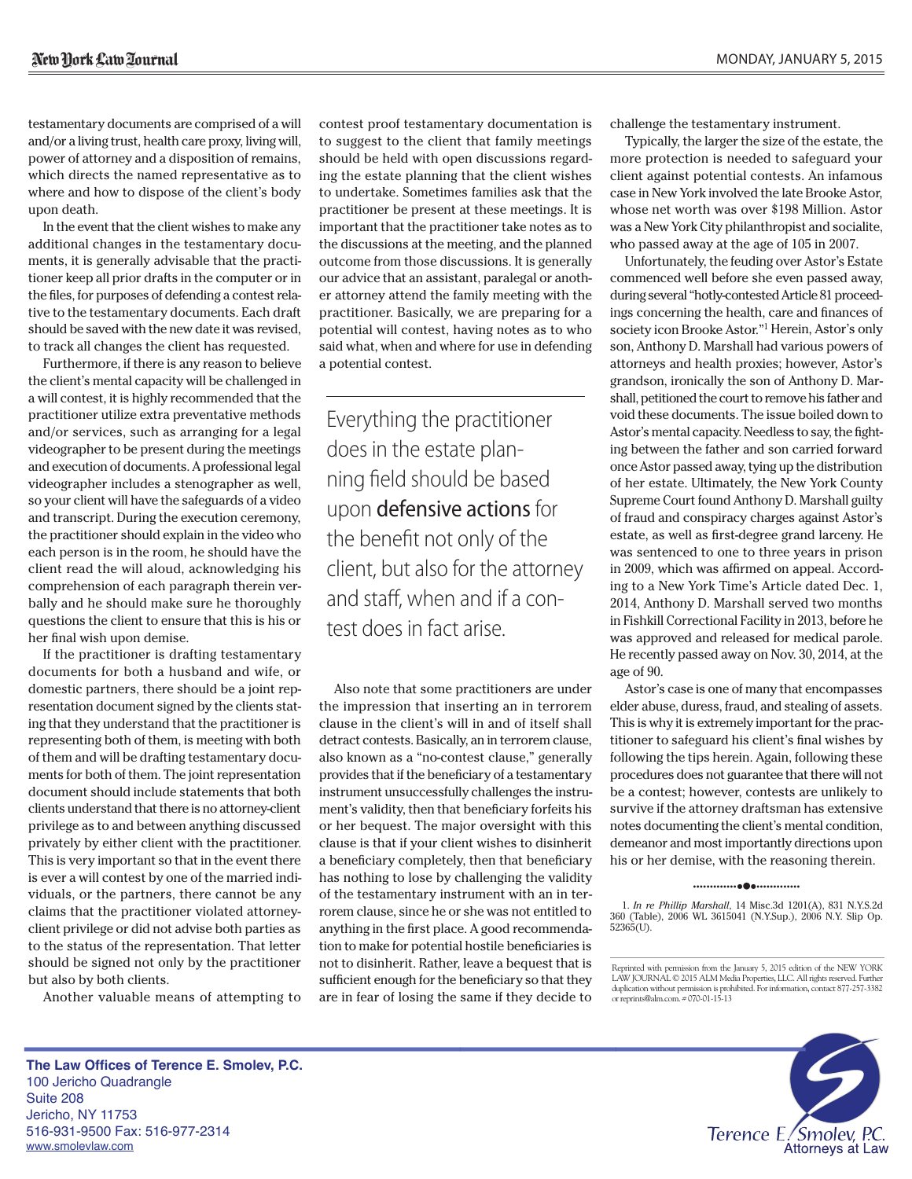testamentary documents are comprised of a will and/or a living trust, health care proxy, living will, power of attorney and a disposition of remains, which directs the named representative as to where and how to dispose of the client's body upon death.

In the event that the client wishes to make any additional changes in the testamentary documents, it is generally advisable that the practitioner keep all prior drafts in the computer or in the files, for purposes of defending a contest relative to the testamentary documents. Each draft should be saved with the new date it was revised, to track all changes the client has requested.

Furthermore, if there is any reason to believe the client's mental capacity will be challenged in a will contest, it is highly recommended that the practitioner utilize extra preventative methods and/or services, such as arranging for a legal videographer to be present during the meetings and execution of documents. A professional legal videographer includes a stenographer as well, so your client will have the safeguards of a video and transcript. During the execution ceremony, the practitioner should explain in the video who each person is in the room, he should have the client read the will aloud, acknowledging his comprehension of each paragraph therein verbally and he should make sure he thoroughly questions the client to ensure that this is his or her final wish upon demise.

If the practitioner is drafting testamentary documents for both a husband and wife, or domestic partners, there should be a joint representation document signed by the clients stating that they understand that the practitioner is representing both of them, is meeting with both of them and will be drafting testamentary documents for both of them. The joint representation document should include statements that both clients understand that there is no attorney-client privilege as to and between anything discussed privately by either client with the practitioner. This is very important so that in the event there is ever a will contest by one of the married individuals, or the partners, there cannot be any claims that the practitioner violated attorney-client privilege or did not advise both parties as to the status of the representation. That letter should be signed not only by the practitioner but also by both clients.

Another valuable means of attempting to contest proof testamentary documentation is to suggest to the client that family meetings should be held with open discussions regarding the estate planning that the client wishes to undertake. Sometimes families ask that the practitioner be present at these meetings. It is important that the practitioner take notes as to the discussions at the meeting, and the planned outcome from those discussions. It is generally our advice that an assistant, paralegal or another attorney attend the family meeting with the practitioner. Basically, we are preparing for a potential will contest, having notes as to who said what, when and where for use in defending a potential contest.

> Everything the practitioner does in the estate planning field should be based upon **defensive actions** for the benefit not only of the client, but also for the attorney and staff, when and if a contest does in fact arise.

Also note that some practitioners are under the impression that inserting an in terrorem clause in the client's will in and of itself shall detract contests. Basically, an in terrorem clause, also known as a "no-contest clause," generally provides that if the beneficiary of a testamentary instrument unsuccessfully challenges the instrument's validity, then that beneficiary forfeits his or her bequest. The major oversight with this clause is that if your client wishes to disinherit a beneficiary completely, then that beneficiary has nothing to lose by challenging the validity of the testamentary instrument with an in terrorem clause, since he or she was not entitled to anything in the first place. A good recommendation to make for potential hostile beneficiaries is not to disinherit. Rather, leave a bequest that is sufficient enough for the beneficiary so that they are in fear of losing the same if they decide to challenge the testamentary instrument.

Typically, the larger the size of the estate, the more protection is needed to safeguard your client against potential contests. An infamous case in New York involved the late Brooke Astor, whose net worth was over $198 Million. Astor was a New York City philanthropist and socialite, who passed away at the age of 105 in 2007.

Unfortunately, the feuding over Astor's Estate commenced well before she even passed away, during several "hotly-contested Article 81 proceedings concerning the health, care and finances of society icon Brooke Astor."[1] Herein, Astor's only son, Anthony D. Marshall had various powers of attorneys and health proxies; however, Astor's grandson, ironically the son of Anthony D. Marshall, petitioned the court to remove his father and void these documents. The issue boiled down to Astor's mental capacity. Needless to say, the fighting between the father and son carried forward once Astor passed away, tying up the distribution of her estate. Ultimately, the New York County Supreme Court found Anthony D. Marshall guilty of fraud and conspiracy charges against Astor's estate, as well as first-degree grand larceny. He was sentenced to one to three years in prison in 2009, which was affirmed on appeal. According to a New York Time's Article dated Dec. 1, 2014, Anthony D. Marshall served two months in Fishkill Correctional Facility in 2013, before he was approved and released for medical parole. He recently passed away on Nov. 30, 2014, at the age of 90.

Astor's case is one of many that encompasses elder abuse, duress, fraud, and stealing of assets. This is why it is extremely important for the practitioner to safeguard his client's final wishes by following the tips herein. Again, following these procedures does not guarantee that there will not be a contest; however, contests are unlikely to survive if the attorney draftsman has extensive notes documenting the client's mental condition, demeanor and most importantly directions upon his or her demise, with the reasoning therein.

1. *In re Phillip Marshall*, 14 Misc.3d 1201(A), 831 N.Y.S.2d 360 (Table), 2006 WL 3615041 (N.Y.Sup.), 2006 N.Y. Slip Op. 52365(U).

Reprinted with permission from the January 5, 2015 edition of the NEW YORK LAW JOURNAL © 2015 ALM Media Properties, LLC. All rights reserved. Further duplication without permission is prohibited. For information, contact 877-257-3382 or reprints@alm.com. # 070-01-15-13

**The Law Offices of Terence E. Smolev, P.C.**
100 Jericho Quadrangle
Suite 208
Jericho, NY 11753
516-931-9500 Fax: 516-977-2314
www.smolevlaw.com

Terence E. Smolev, P.C.
Attorneys at Law